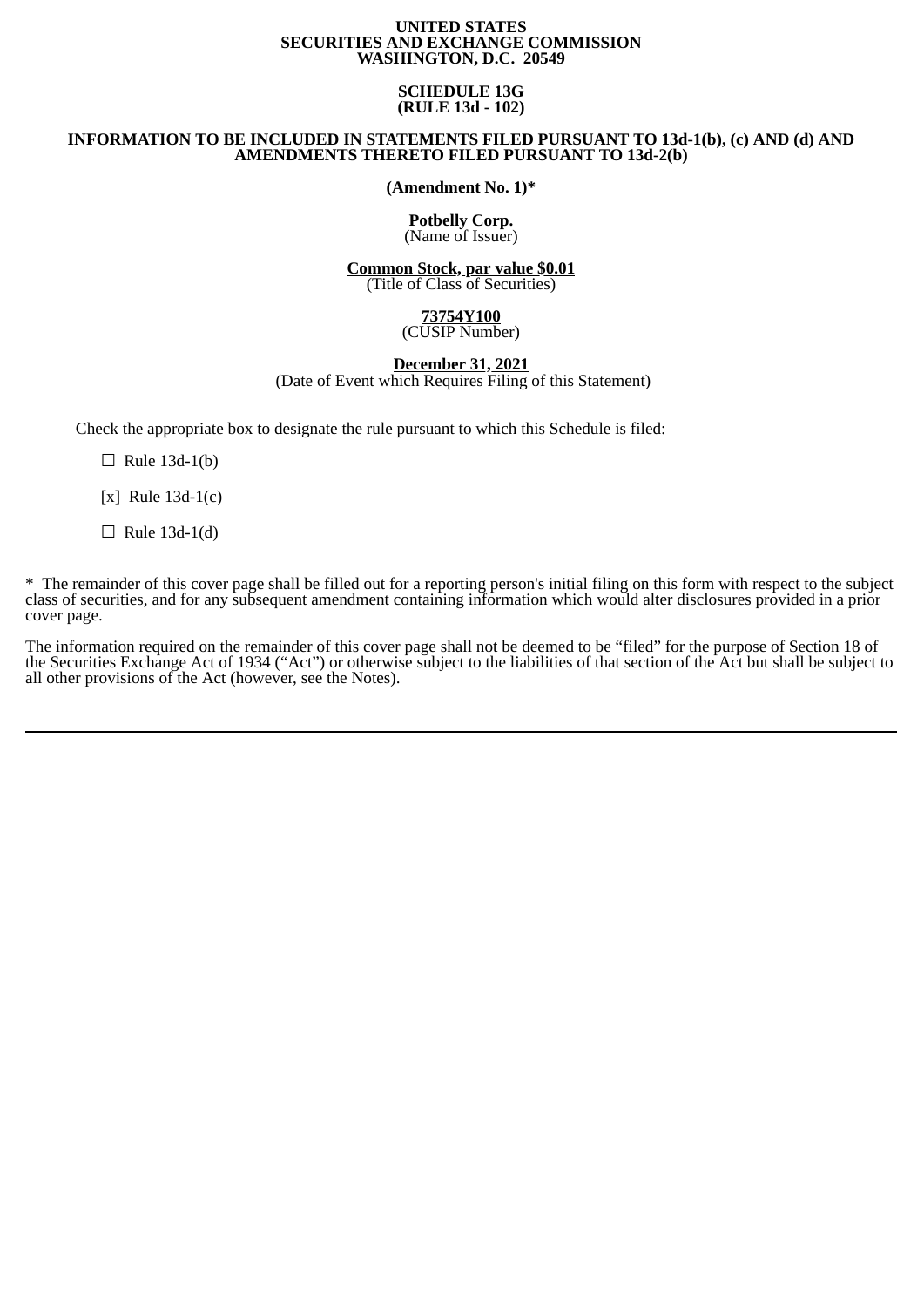**UNITED STATES**
**SECURITIES AND EXCHANGE COMMISSION**
**WASHINGTON, D.C. 20549**

**SCHEDULE 13G**
**(RULE 13d - 102)**

**INFORMATION TO BE INCLUDED IN STATEMENTS FILED PURSUANT TO 13d-1(b), (c) AND (d) AND AMENDMENTS THERETO FILED PURSUANT TO 13d-2(b)**

**(Amendment No. 1)***

**Potbelly Corp.**
(Name of Issuer)

**Common Stock, par value $0.01**
(Title of Class of Securities)

**73754Y100**
(CUSIP Number)

**December 31, 2021**
(Date of Event which Requires Filing of this Statement)

Check the appropriate box to designate the rule pursuant to which this Schedule is filed:

☐ Rule 13d-1(b)

[x] Rule 13d-1(c)

☐ Rule 13d-1(d)

* The remainder of this cover page shall be filled out for a reporting person's initial filing on this form with respect to the subject class of securities, and for any subsequent amendment containing information which would alter disclosures provided in a prior cover page.

The information required on the remainder of this cover page shall not be deemed to be "filed" for the purpose of Section 18 of the Securities Exchange Act of 1934 ("Act") or otherwise subject to the liabilities of that section of the Act but shall be subject to all other provisions of the Act (however, see the Notes).

---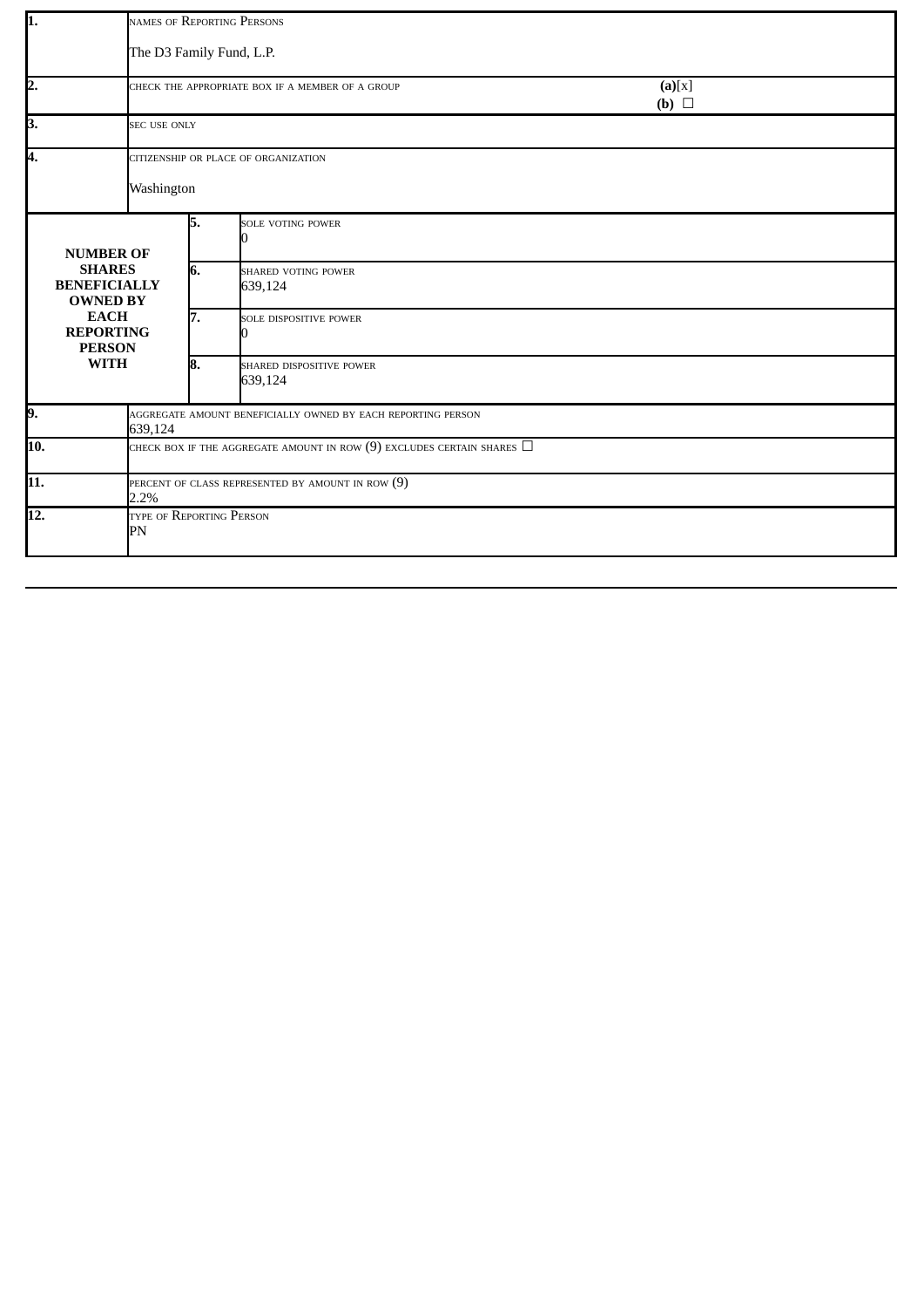| | | | |
|---|---|---|---|
| 1. | NAMES OF REPORTING PERSONS<br><br>The D3 Family Fund, L.P. | | |
| 2. | CHECK THE APPROPRIATE BOX IF A MEMBER OF A GROUP | | **(a)**[x]<br>**(b)** ☐ |
| 3. | SEC USE ONLY | | |
| 4. | CITIZENSHIP OR PLACE OF ORGANIZATION<br><br>Washington | | |
| **NUMBER OF SHARES BENEFICIALLY OWNED BY EACH REPORTING PERSON WITH** | 5. | SOLE VOTING POWER<br>0 | |
| | 6. | SHARED VOTING POWER<br>639,124 | |
| | 7. | SOLE DISPOSITIVE POWER<br>0 | |
| | 8. | SHARED DISPOSITIVE POWER<br>639,124 | |
| 9. | AGGREGATE AMOUNT BENEFICIALLY OWNED BY EACH REPORTING PERSON<br>639,124 | | |
| 10. | CHECK BOX IF THE AGGREGATE AMOUNT IN ROW (9) EXCLUDES CERTAIN SHARES ☐ | | |
| 11. | PERCENT OF CLASS REPRESENTED BY AMOUNT IN ROW (9)<br>2.2% | | |
| 12. | TYPE OF REPORTING PERSON<br>PN | | |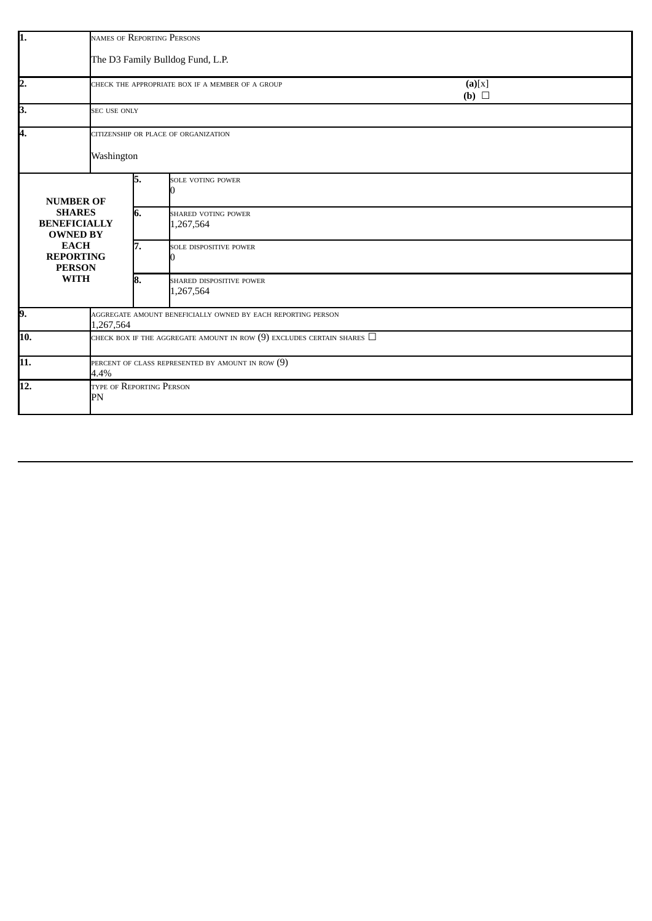| | | | |
|---|---|---|---|
| 1. | NAMES OF REPORTING PERSONS<br><br>The D3 Family Bulldog Fund, L.P. | | |
| 2. | CHECK THE APPROPRIATE BOX IF A MEMBER OF A GROUP | | **(a)**[x]<br>**(b)** ☐ |
| 3. | SEC USE ONLY | | |
| 4. | CITIZENSHIP OR PLACE OF ORGANIZATION<br><br>Washington | | |
| **NUMBER OF SHARES BENEFICIALLY OWNED BY EACH REPORTING PERSON WITH** | 5. | SOLE VOTING POWER<br>0 | |
| | 6. | SHARED VOTING POWER<br>1,267,564 | |
| | 7. | SOLE DISPOSITIVE POWER<br>0 | |
| | 8. | SHARED DISPOSITIVE POWER<br>1,267,564 | |
| 9. | AGGREGATE AMOUNT BENEFICIALLY OWNED BY EACH REPORTING PERSON<br>1,267,564 | | |
| 10. | CHECK BOX IF THE AGGREGATE AMOUNT IN ROW (9) EXCLUDES CERTAIN SHARES ☐ | | |
| 11. | PERCENT OF CLASS REPRESENTED BY AMOUNT IN ROW (9)<br>4.4% | | |
| 12. | TYPE OF REPORTING PERSON<br>PN | | |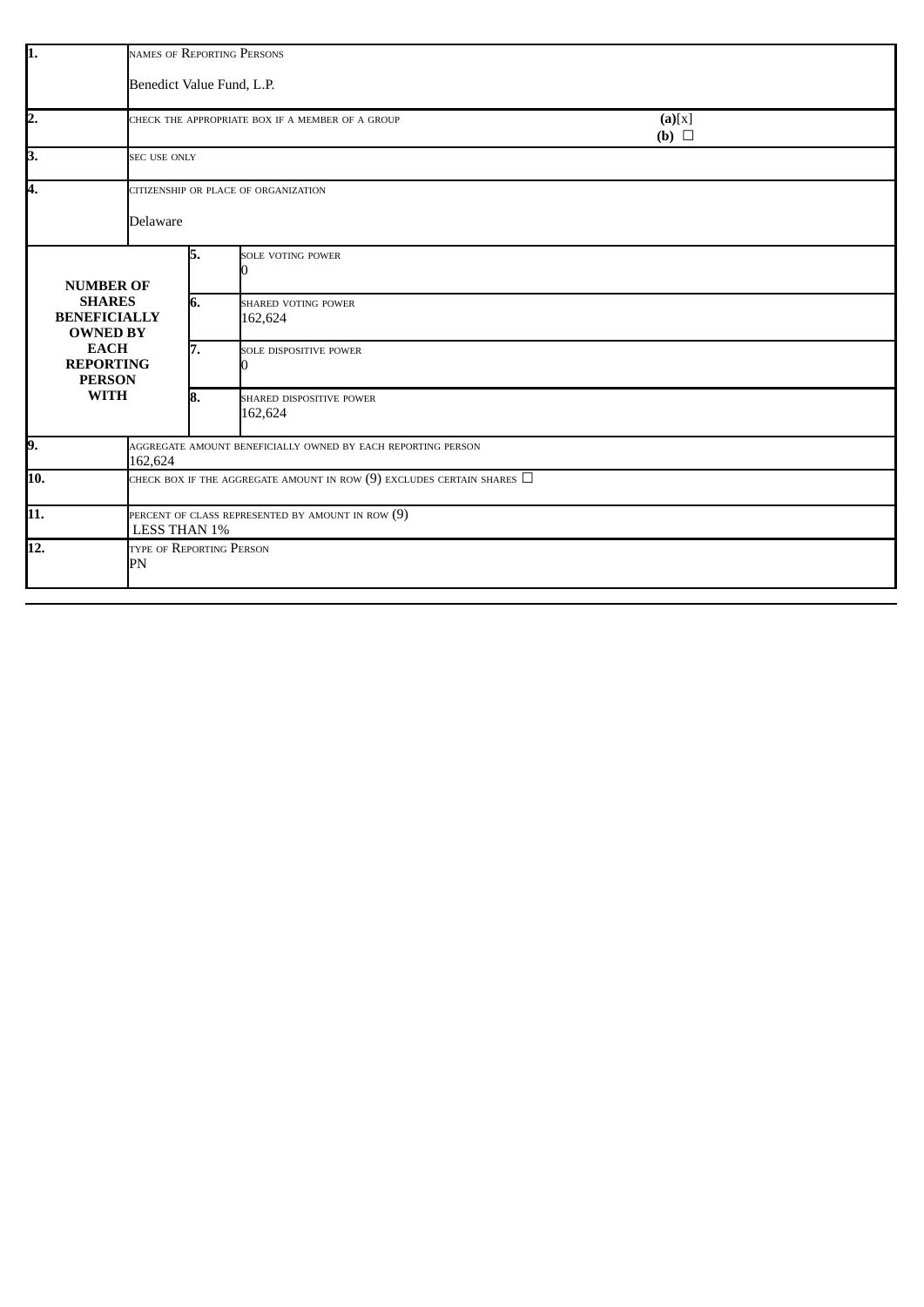| | | | |
|---|---|---|---|
| 1. | NAMES OF REPORTING PERSONS<br><br>Benedict Value Fund, L.P. | | |
| 2. | CHECK THE APPROPRIATE BOX IF A MEMBER OF A GROUP | | **(a)**[x]<br>**(b)** ☐ |
| 3. | SEC USE ONLY | | |
| 4. | CITIZENSHIP OR PLACE OF ORGANIZATION<br><br>Delaware | | |
| **NUMBER OF SHARES BENEFICIALLY OWNED BY EACH REPORTING PERSON WITH** | 5. | SOLE VOTING POWER<br>0 | |
| | 6. | SHARED VOTING POWER<br>162,624 | |
| | 7. | SOLE DISPOSITIVE POWER<br>0 | |
| | 8. | SHARED DISPOSITIVE POWER<br>162,624 | |
| 9. | AGGREGATE AMOUNT BENEFICIALLY OWNED BY EACH REPORTING PERSON<br>162,624 | | |
| 10. | CHECK BOX IF THE AGGREGATE AMOUNT IN ROW (9) EXCLUDES CERTAIN SHARES ☐ | | |
| 11. | PERCENT OF CLASS REPRESENTED BY AMOUNT IN ROW (9)<br>LESS THAN 1% | | |
| 12. | TYPE OF REPORTING PERSON<br>PN | | |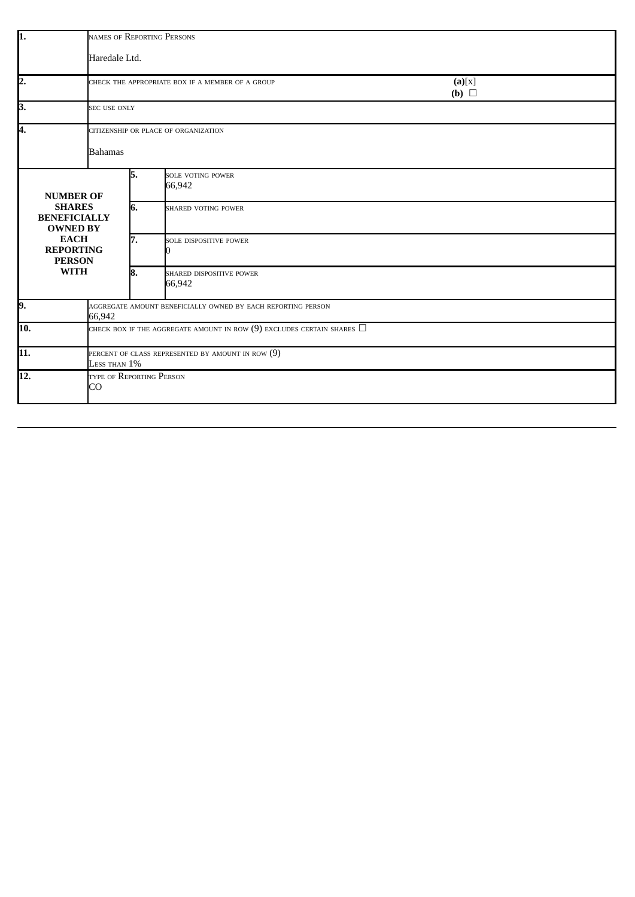| | | | |
|---|---|---|---|
| 1. | NAMES OF REPORTING PERSONS<br><br>Haredale Ltd. | | |
| 2. | CHECK THE APPROPRIATE BOX IF A MEMBER OF A GROUP | | **(a)**[x]<br>**(b)** ☐ |
| 3. | SEC USE ONLY | | |
| 4. | CITIZENSHIP OR PLACE OF ORGANIZATION<br><br>Bahamas | | |
| **NUMBER OF SHARES BENEFICIALLY OWNED BY EACH REPORTING PERSON WITH** | 5. | SOLE VOTING POWER<br>66,942 | |
| | 6. | SHARED VOTING POWER | |
| | 7. | SOLE DISPOSITIVE POWER<br>0 | |
| | 8. | SHARED DISPOSITIVE POWER<br>66,942 | |
| 9. | AGGREGATE AMOUNT BENEFICIALLY OWNED BY EACH REPORTING PERSON<br>66,942 | | |
| 10. | CHECK BOX IF THE AGGREGATE AMOUNT IN ROW (9) EXCLUDES CERTAIN SHARES ☐ | | |
| 11. | PERCENT OF CLASS REPRESENTED BY AMOUNT IN ROW (9)<br>LESS THAN 1% | | |
| 12. | TYPE OF REPORTING PERSON<br>CO | | |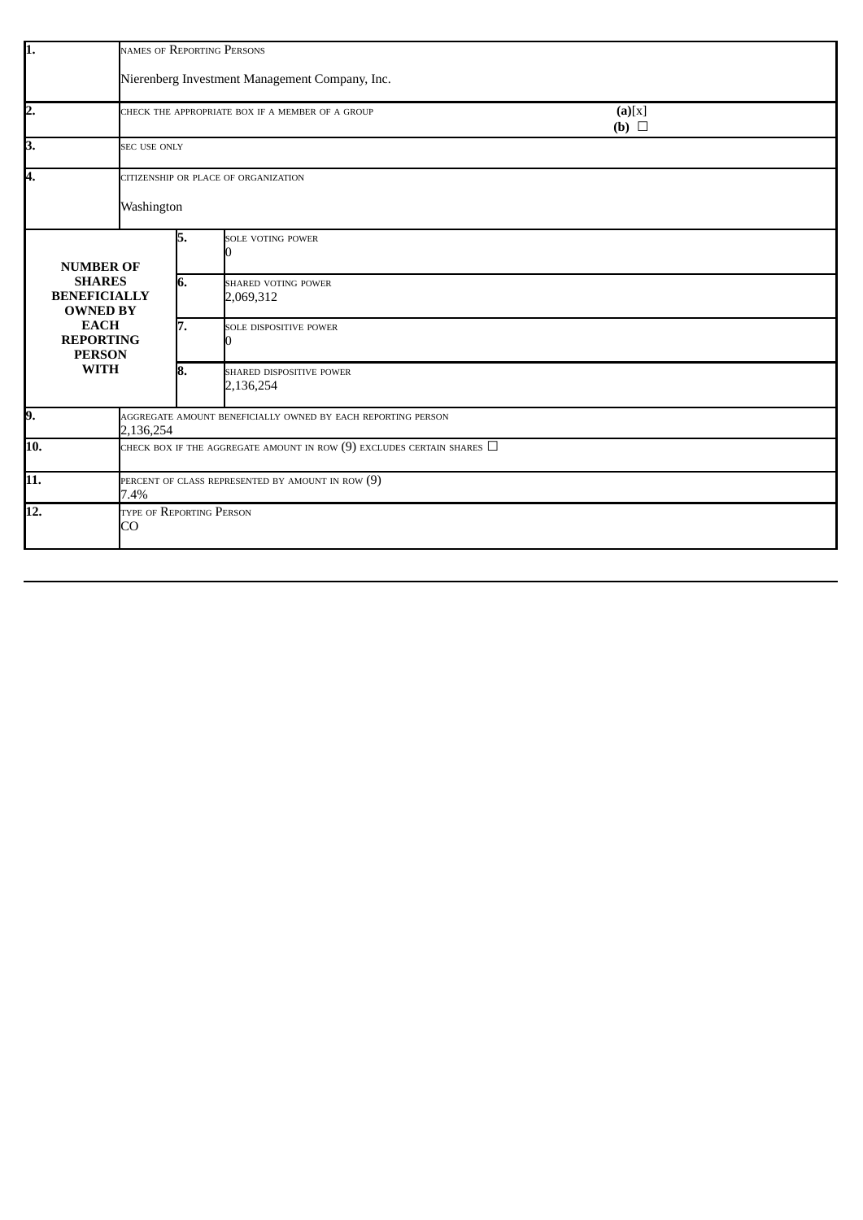| | | | |
|---|---|---|---|
| 1. | NAMES OF REPORTING PERSONS<br><br>Nierenberg Investment Management Company, Inc. | | |
| 2. | CHECK THE APPROPRIATE BOX IF A MEMBER OF A GROUP | | **(a)**[x]<br>**(b)** ☐ |
| 3. | SEC USE ONLY | | |
| 4. | CITIZENSHIP OR PLACE OF ORGANIZATION<br><br>Washington | | |
| **NUMBER OF SHARES BENEFICIALLY OWNED BY EACH REPORTING PERSON WITH** | 5. | SOLE VOTING POWER<br>0 | |
| | 6. | SHARED VOTING POWER<br>2,069,312 | |
| | 7. | SOLE DISPOSITIVE POWER<br>0 | |
| | 8. | SHARED DISPOSITIVE POWER<br>2,136,254 | |
| 9. | AGGREGATE AMOUNT BENEFICIALLY OWNED BY EACH REPORTING PERSON<br>2,136,254 | | |
| 10. | CHECK BOX IF THE AGGREGATE AMOUNT IN ROW (9) EXCLUDES CERTAIN SHARES ☐ | | |
| 11. | PERCENT OF CLASS REPRESENTED BY AMOUNT IN ROW (9)<br>7.4% | | |
| 12. | TYPE OF REPORTING PERSON<br>CO | | |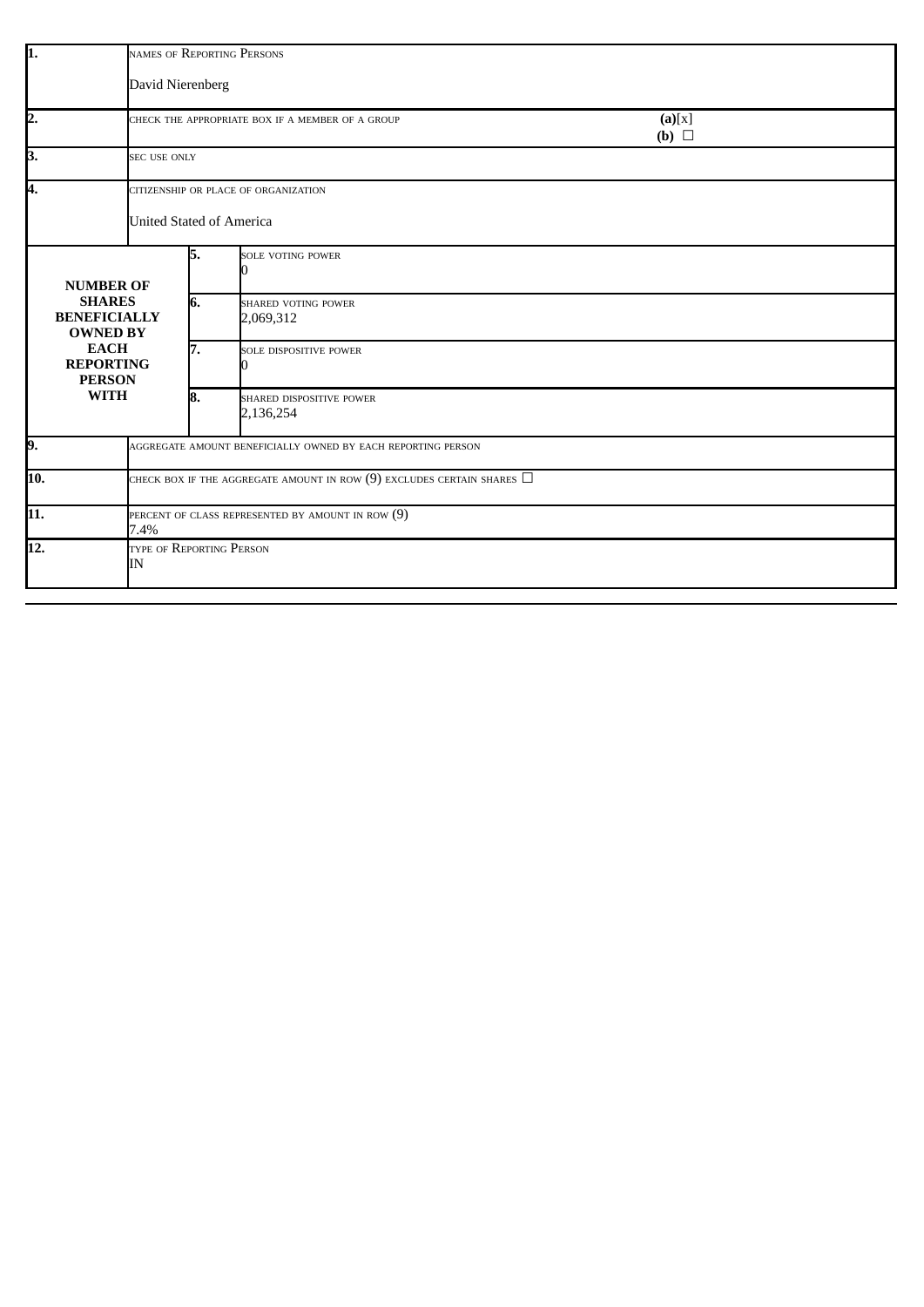| | | | |
|---|---|---|---|
| 1. | NAMES OF REPORTING PERSONS<br><br>David Nierenberg | | |
| 2. | CHECK THE APPROPRIATE BOX IF A MEMBER OF A GROUP | | **(a)**[x]<br>**(b)** ☐ |
| 3. | SEC USE ONLY | | |
| 4. | CITIZENSHIP OR PLACE OF ORGANIZATION<br><br>United Stated of America | | |
| **NUMBER OF SHARES BENEFICIALLY OWNED BY EACH REPORTING PERSON WITH** | 5. | SOLE VOTING POWER<br>0 | |
| | 6. | SHARED VOTING POWER<br>2,069,312 | |
| | 7. | SOLE DISPOSITIVE POWER<br>0 | |
| | 8. | SHARED DISPOSITIVE POWER<br>2,136,254 | |
| 9. | AGGREGATE AMOUNT BENEFICIALLY OWNED BY EACH REPORTING PERSON | | |
| 10. | CHECK BOX IF THE AGGREGATE AMOUNT IN ROW (9) EXCLUDES CERTAIN SHARES ☐ | | |
| 11. | PERCENT OF CLASS REPRESENTED BY AMOUNT IN ROW (9)<br>7.4% | | |
| 12. | TYPE OF REPORTING PERSON<br>IN | | |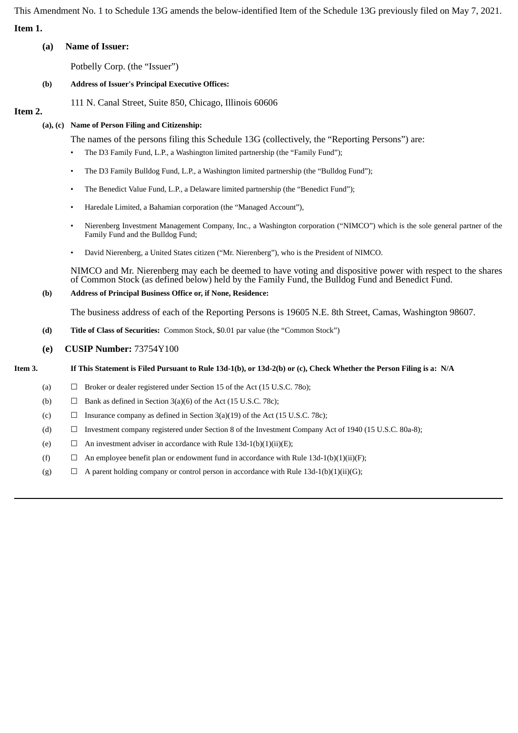This Amendment No. 1 to Schedule 13G amends the below-identified Item of the Schedule 13G previously filed on May 7, 2021.

**Item 1.**

**(a) Name of Issuer:**

Potbelly Corp. (the "Issuer")

**(b) Address of Issuer's Principal Executive Offices:**

111 N. Canal Street, Suite 850, Chicago, Illinois 60606

**Item 2.**

**(a), (c) Name of Person Filing and Citizenship:**

The names of the persons filing this Schedule 13G (collectively, the "Reporting Persons") are:

- The D3 Family Fund, L.P., a Washington limited partnership (the "Family Fund");
- The D3 Family Bulldog Fund, L.P., a Washington limited partnership (the "Bulldog Fund");
- The Benedict Value Fund, L.P., a Delaware limited partnership (the "Benedict Fund");
- Haredale Limited, a Bahamian corporation (the "Managed Account"),
- Nierenberg Investment Management Company, Inc., a Washington corporation ("NIMCO") which is the sole general partner of the Family Fund and the Bulldog Fund;
- David Nierenberg, a United States citizen ("Mr. Nierenberg"), who is the President of NIMCO.

NIMCO and Mr. Nierenberg may each be deemed to have voting and dispositive power with respect to the shares of Common Stock (as defined below) held by the Family Fund, the Bulldog Fund and Benedict Fund.

**(b) Address of Principal Business Office or, if None, Residence:**

The business address of each of the Reporting Persons is 19605 N.E. 8th Street, Camas, Washington 98607.

**(d) Title of Class of Securities:** Common Stock, $0.01 par value (the "Common Stock")

**(e) CUSIP Number:** 73754Y100

**Item 3. If This Statement is Filed Pursuant to Rule 13d-1(b), or 13d-2(b) or (c), Check Whether the Person Filing is a: N/A**

(a) ☐ Broker or dealer registered under Section 15 of the Act (15 U.S.C. 78o);

(b) ☐ Bank as defined in Section 3(a)(6) of the Act (15 U.S.C. 78c);

(c) ☐ Insurance company as defined in Section 3(a)(19) of the Act (15 U.S.C. 78c);

(d) ☐ Investment company registered under Section 8 of the Investment Company Act of 1940 (15 U.S.C. 80a-8);

(e) ☐ An investment adviser in accordance with Rule 13d-1(b)(1)(ii)(E);

(f) ☐ An employee benefit plan or endowment fund in accordance with Rule 13d-1(b)(1)(ii)(F);

(g) ☐ A parent holding company or control person in accordance with Rule 13d-1(b)(1)(ii)(G);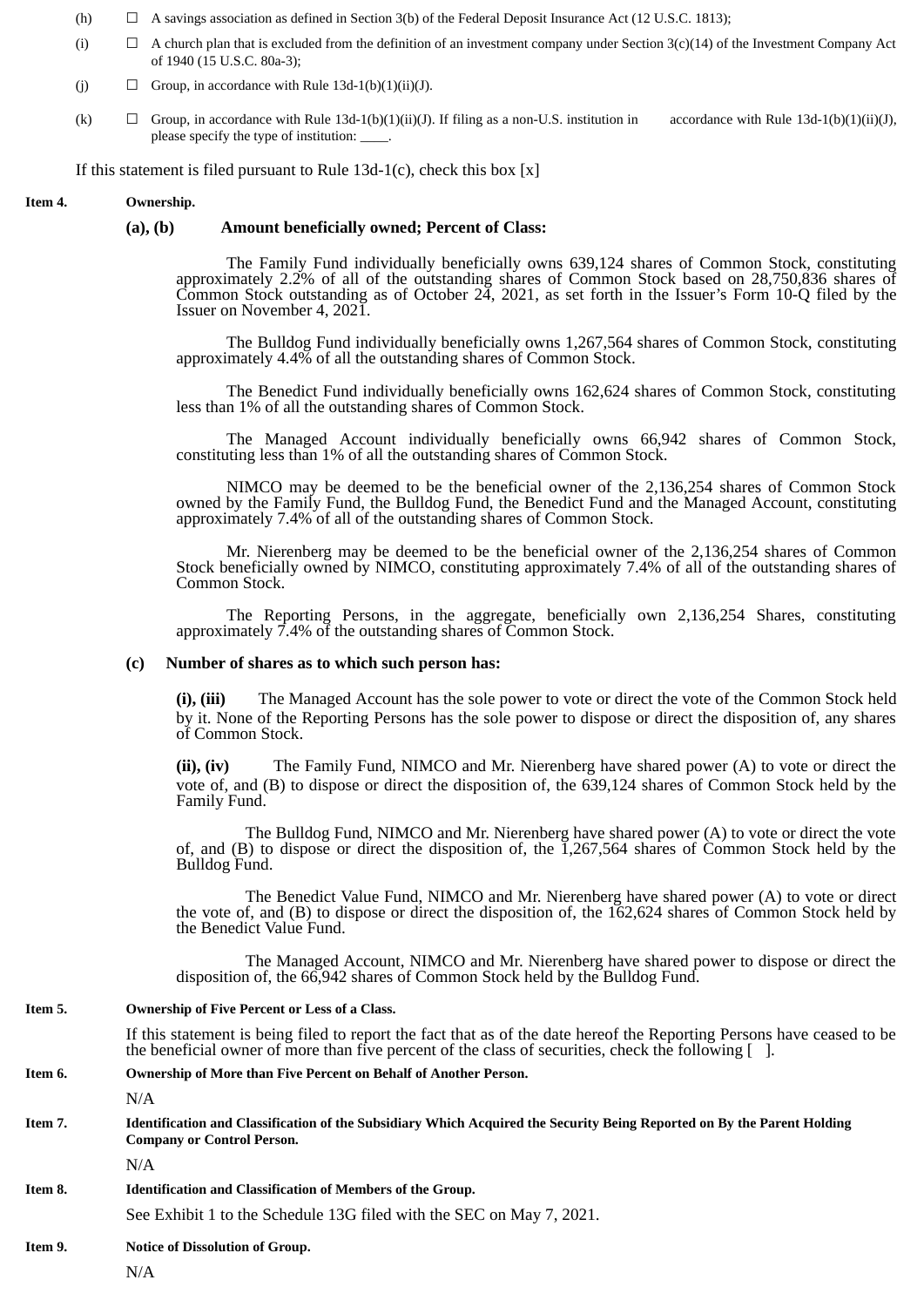(h) ☐ A savings association as defined in Section 3(b) of the Federal Deposit Insurance Act (12 U.S.C. 1813);

(i) ☐ A church plan that is excluded from the definition of an investment company under Section 3(c)(14) of the Investment Company Act of 1940 (15 U.S.C. 80a-3);

(j) ☐ Group, in accordance with Rule 13d-1(b)(1)(ii)(J).

(k) ☐ Group, in accordance with Rule 13d-1(b)(1)(ii)(J). If filing as a non-U.S. institution in accordance with Rule 13d-1(b)(1)(ii)(J), please specify the type of institution: ____.

If this statement is filed pursuant to Rule 13d-1(c), check this box [x]

**Item 4. Ownership.**

**(a), (b) Amount beneficially owned; Percent of Class:**

The Family Fund individually beneficially owns 639,124 shares of Common Stock, constituting approximately 2.2% of all of the outstanding shares of Common Stock based on 28,750,836 shares of Common Stock outstanding as of October 24, 2021, as set forth in the Issuer's Form 10-Q filed by the Issuer on November 4, 2021.

The Bulldog Fund individually beneficially owns 1,267,564 shares of Common Stock, constituting approximately 4.4% of all the outstanding shares of Common Stock.

The Benedict Fund individually beneficially owns 162,624 shares of Common Stock, constituting less than 1% of all the outstanding shares of Common Stock.

The Managed Account individually beneficially owns 66,942 shares of Common Stock, constituting less than 1% of all the outstanding shares of Common Stock.

NIMCO may be deemed to be the beneficial owner of the 2,136,254 shares of Common Stock owned by the Family Fund, the Bulldog Fund, the Benedict Fund and the Managed Account, constituting approximately 7.4% of all of the outstanding shares of Common Stock.

Mr. Nierenberg may be deemed to be the beneficial owner of the 2,136,254 shares of Common Stock beneficially owned by NIMCO, constituting approximately 7.4% of all of the outstanding shares of Common Stock.

The Reporting Persons, in the aggregate, beneficially own 2,136,254 Shares, constituting approximately 7.4% of the outstanding shares of Common Stock.

**(c) Number of shares as to which such person has:**

**(i), (iii)** The Managed Account has the sole power to vote or direct the vote of the Common Stock held by it. None of the Reporting Persons has the sole power to dispose or direct the disposition of, any shares of Common Stock.

**(ii), (iv)** The Family Fund, NIMCO and Mr. Nierenberg have shared power (A) to vote or direct the vote of, and (B) to dispose or direct the disposition of, the 639,124 shares of Common Stock held by the Family Fund.

The Bulldog Fund, NIMCO and Mr. Nierenberg have shared power (A) to vote or direct the vote of, and (B) to dispose or direct the disposition of, the 1,267,564 shares of Common Stock held by the Bulldog Fund.

The Benedict Value Fund, NIMCO and Mr. Nierenberg have shared power (A) to vote or direct the vote of, and (B) to dispose or direct the disposition of, the 162,624 shares of Common Stock held by the Benedict Value Fund.

The Managed Account, NIMCO and Mr. Nierenberg have shared power to dispose or direct the disposition of, the 66,942 shares of Common Stock held by the Bulldog Fund.

**Item 5. Ownership of Five Percent or Less of a Class.**

If this statement is being filed to report the fact that as of the date hereof the Reporting Persons have ceased to be the beneficial owner of more than five percent of the class of securities, check the following [ ].

**Item 6. Ownership of More than Five Percent on Behalf of Another Person.**

N/A

**Item 7. Identification and Classification of the Subsidiary Which Acquired the Security Being Reported on By the Parent Holding Company or Control Person.**

N/A

**Item 8. Identification and Classification of Members of the Group.**

See Exhibit 1 to the Schedule 13G filed with the SEC on May 7, 2021.

**Item 9. Notice of Dissolution of Group.**

N/A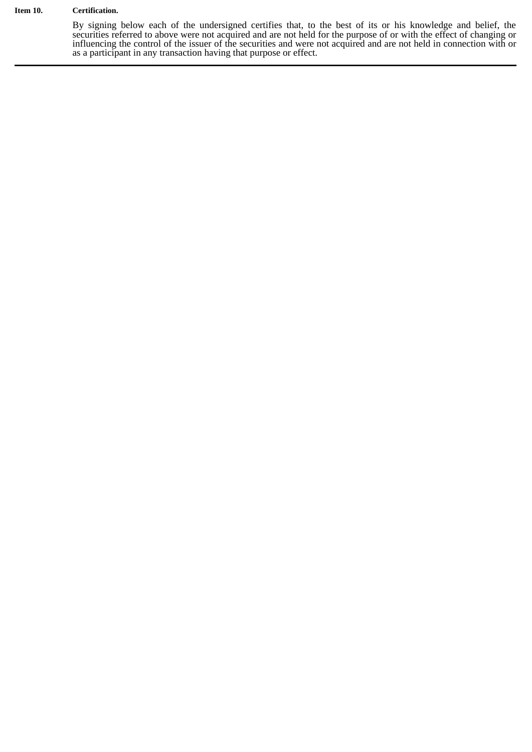**Item 10. Certification.**

By signing below each of the undersigned certifies that, to the best of its or his knowledge and belief, the securities referred to above were not acquired and are not held for the purpose of or with the effect of changing or influencing the control of the issuer of the securities and were not acquired and are not held in connection with or as a participant in any transaction having that purpose or effect.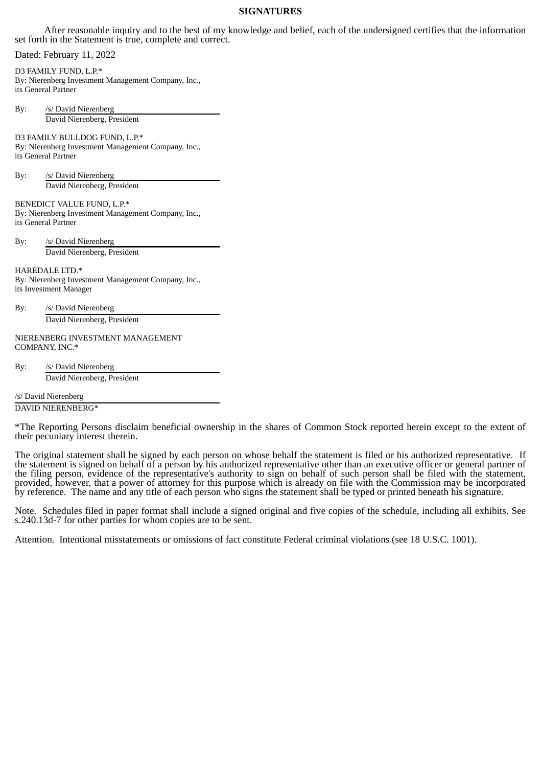**SIGNATURES**

After reasonable inquiry and to the best of my knowledge and belief, each of the undersigned certifies that the information set forth in the Statement is true, complete and correct.

Dated: February 11, 2022

D3 FAMILY FUND, L.P.*
By: Nierenberg Investment Management Company, Inc., its General Partner

By: /s/ David Nierenberg
David Nierenberg, President

D3 FAMILY BULLDOG FUND, L.P.*
By: Nierenberg Investment Management Company, Inc., its General Partner

By: /s/ David Nierenberg
David Nierenberg, President

BENEDICT VALUE FUND, L.P.*
By: Nierenberg Investment Management Company, Inc., its General Partner

By: /s/ David Nierenberg
David Nierenberg, President

HAREDALE LTD.*
By: Nierenberg Investment Management Company, Inc., its Investment Manager

By: /s/ David Nierenberg
David Nierenberg, President

NIERENBERG INVESTMENT MANAGEMENT COMPANY, INC.*

By: /s/ David Nierenberg
David Nierenberg, President

/s/ David Nierenberg
DAVID NIERENBERG*

*The Reporting Persons disclaim beneficial ownership in the shares of Common Stock reported herein except to the extent of their pecuniary interest therein.

The original statement shall be signed by each person on whose behalf the statement is filed or his authorized representative. If the statement is signed on behalf of a person by his authorized representative other than an executive officer or general partner of the filing person, evidence of the representative's authority to sign on behalf of such person shall be filed with the statement, provided, however, that a power of attorney for this purpose which is already on file with the Commission may be incorporated by reference. The name and any title of each person who signs the statement shall be typed or printed beneath his signature.

Note. Schedules filed in paper format shall include a signed original and five copies of the schedule, including all exhibits. See s.240.13d-7 for other parties for whom copies are to be sent.

Attention. Intentional misstatements or omissions of fact constitute Federal criminal violations (see 18 U.S.C. 1001).